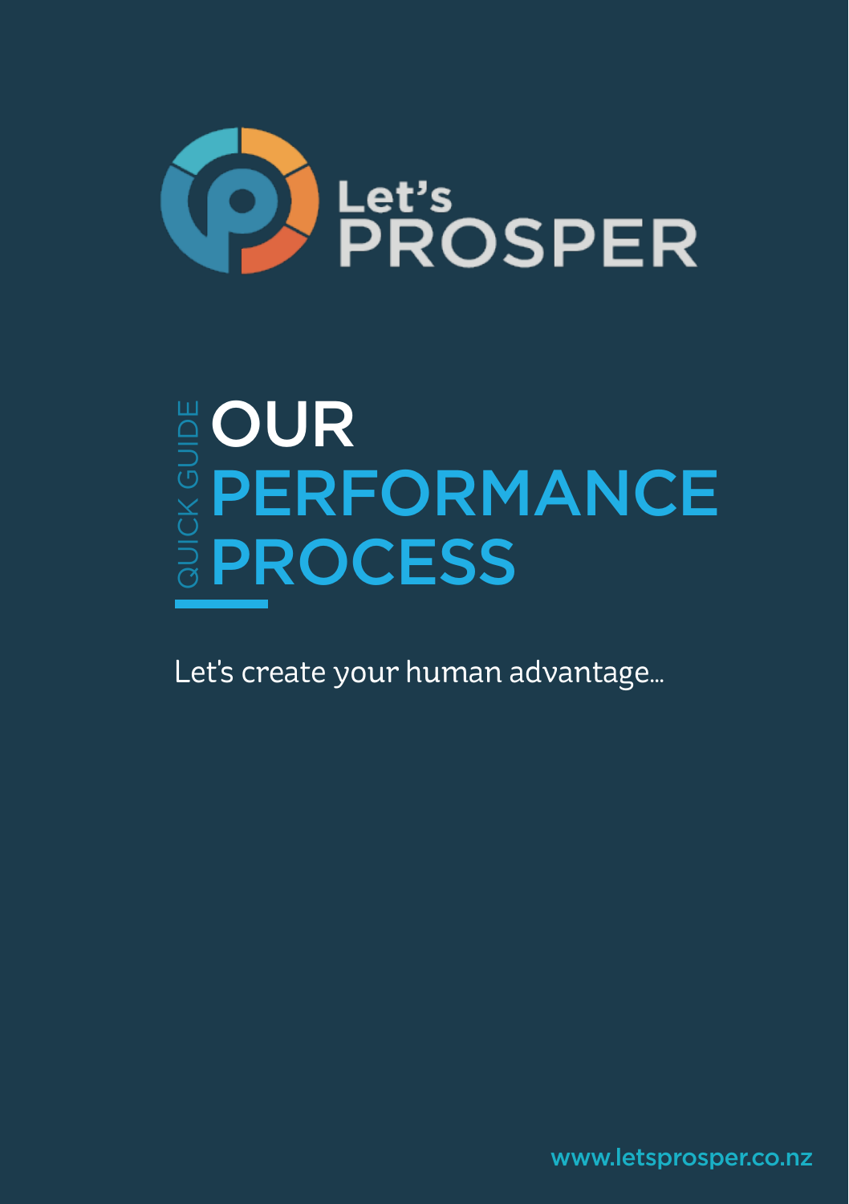Let's PROSPER

QUICK GUIDE

# OUR PERFORMANCE PROCESS

Let's create your human advantage...

www.letsprosper.co.nz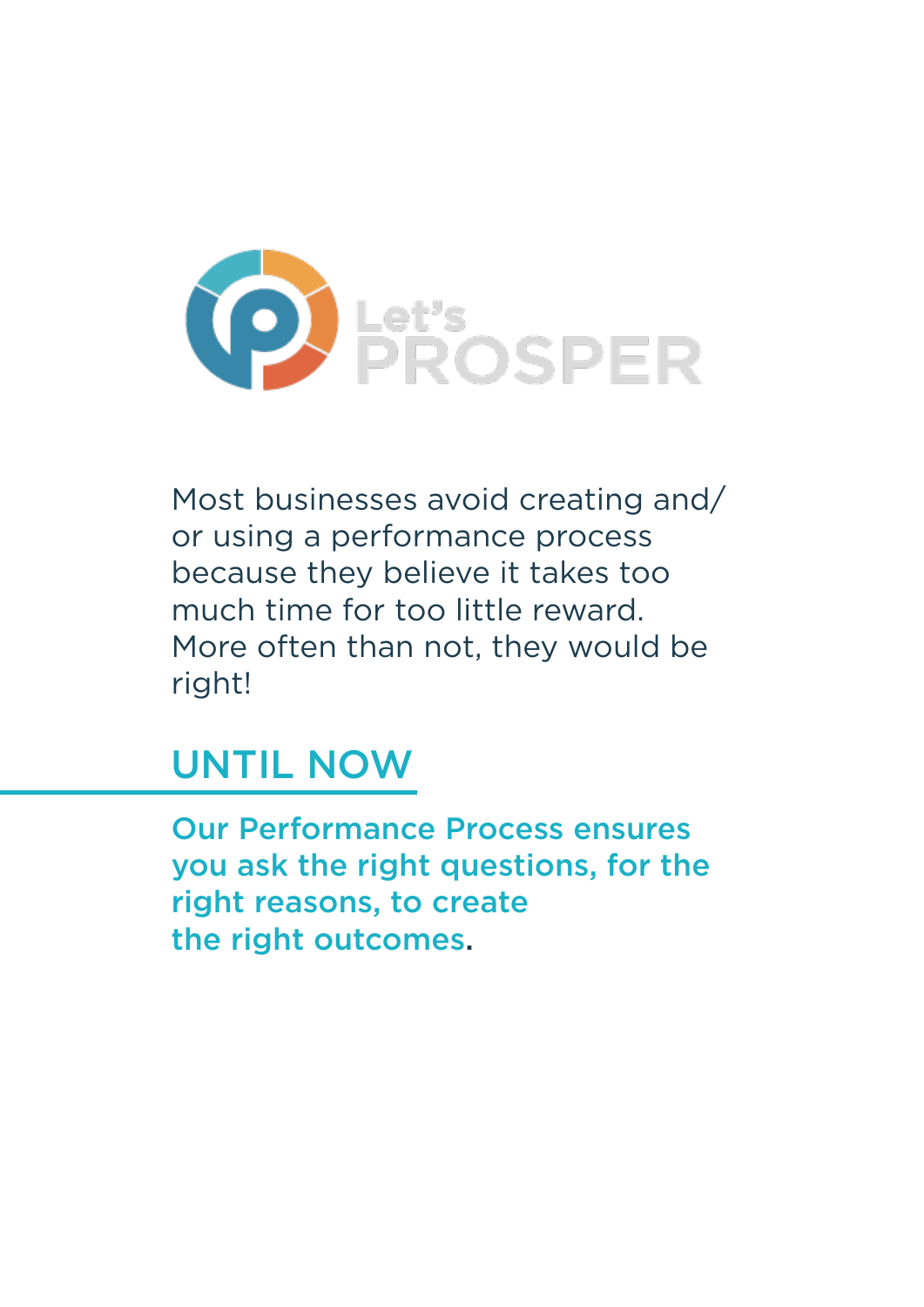Let's PROSPER

Most businesses avoid creating and/or using a performance process because they believe it takes too much time for too little reward. More often than not, they would be right!

## UNTIL NOW

**Our Performance Process ensures you ask the right questions, for the right reasons, to create the right outcomes.**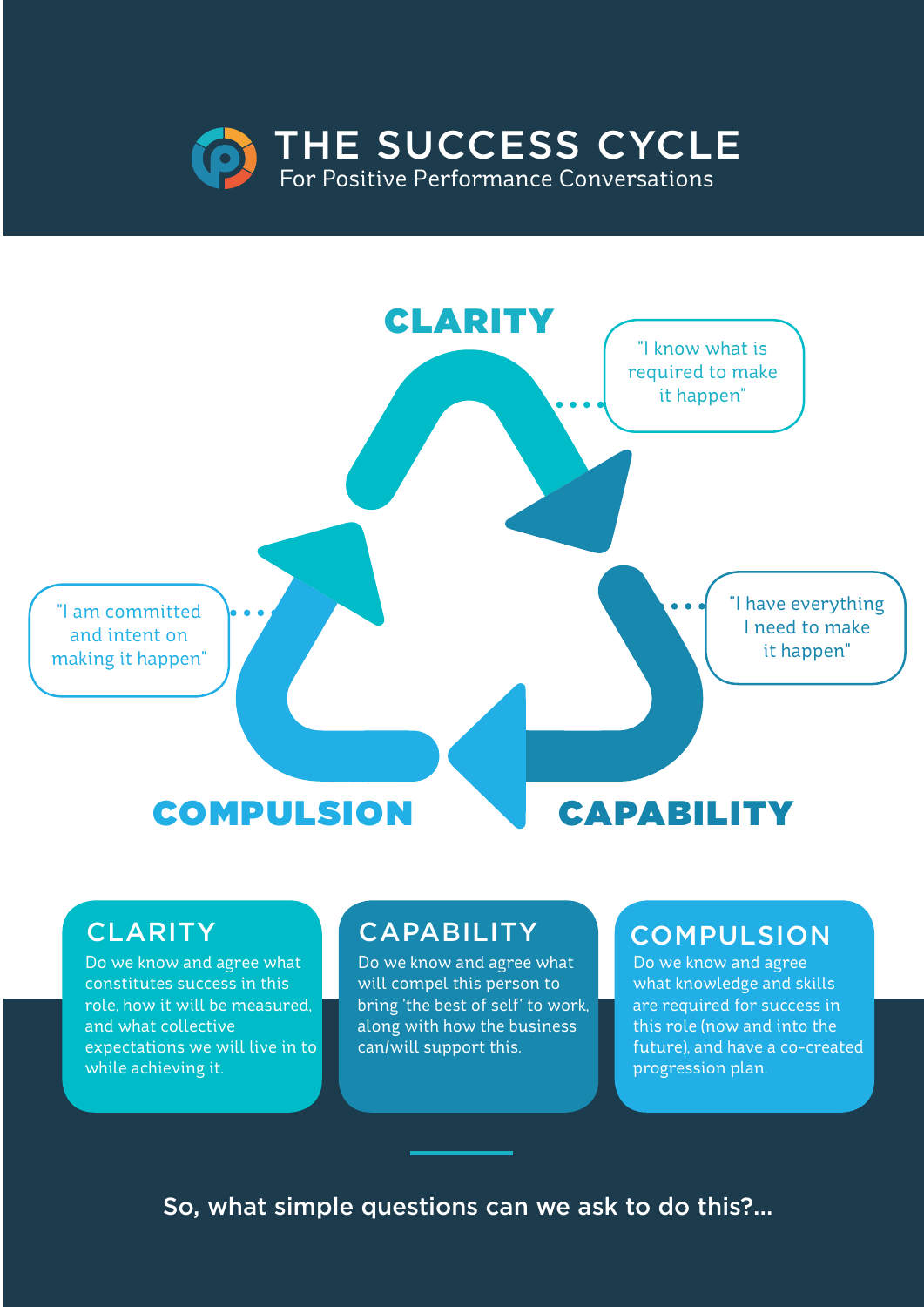# THE SUCCESS CYCLE

For Positive Performance Conversations

**CLARITY**

"I know what is required to make it happen"

**CAPABILITY**

"I have everything I need to make it happen"

**COMPULSION**

"I am committed and intent on making it happen"

## CLARITY

Do we know and agree what constitutes success in this role, how it will be measured, and what collective expectations we will live in to while achieving it.

## CAPABILITY

Do we know and agree what will compel this person to bring 'the best of self' to work, along with how the business can/will support this.

## COMPULSION

Do we know and agree what knowledge and skills are required for success in this role (now and into the future), and have a co-created progression plan.

So, what simple questions can we ask to do this?...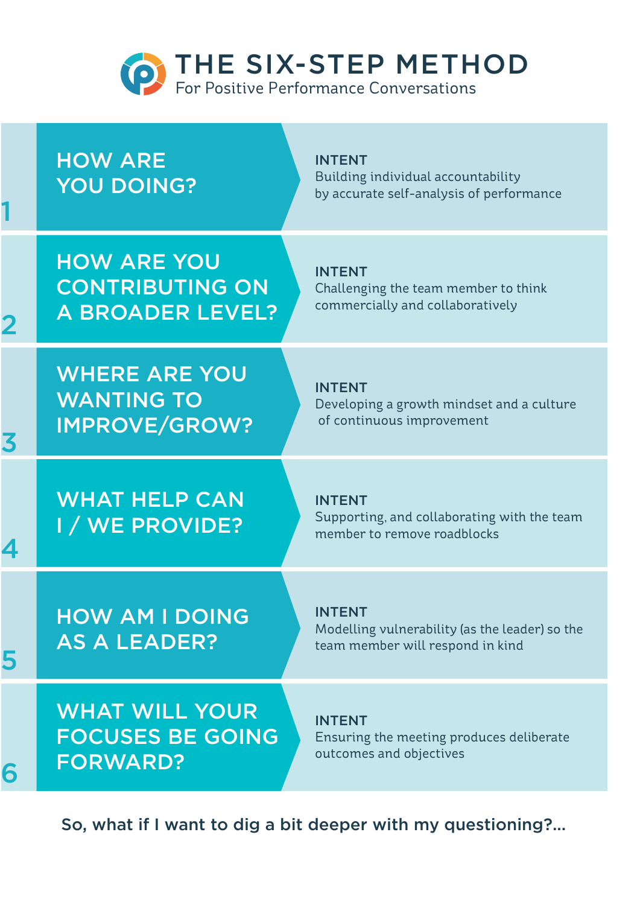# THE SIX-STEP METHOD

For Positive Performance Conversations

## 1 HOW ARE YOU DOING?

**INTENT**
Building individual accountability by accurate self-analysis of performance

## 2 HOW ARE YOU CONTRIBUTING ON A BROADER LEVEL?

**INTENT**
Challenging the team member to think commercially and collaboratively

## 3 WHERE ARE YOU WANTING TO IMPROVE/GROW?

**INTENT**
Developing a growth mindset and a culture of continuous improvement

## 4 WHAT HELP CAN I / WE PROVIDE?

**INTENT**
Supporting, and collaborating with the team member to remove roadblocks

## 5 HOW AM I DOING AS A LEADER?

**INTENT**
Modelling vulnerability (as the leader) so the team member will respond in kind

## 6 WHAT WILL YOUR FOCUSES BE GOING FORWARD?

**INTENT**
Ensuring the meeting produces deliberate outcomes and objectives

So, what if I want to dig a bit deeper with my questioning?...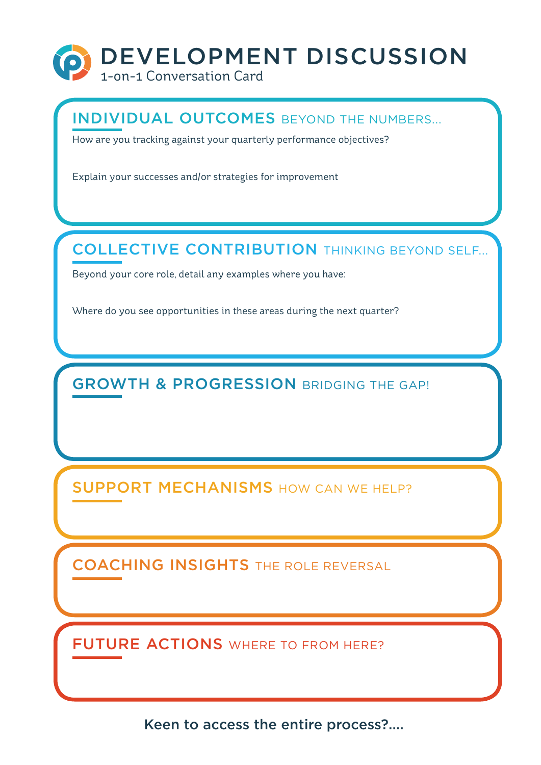# DEVELOPMENT DISCUSSION

1-on-1 Conversation Card

## INDIVIDUAL OUTCOMES BEYOND THE NUMBERS...

How are you tracking against your quarterly performance objectives?

Explain your successes and/or strategies for improvement

## COLLECTIVE CONTRIBUTION THINKING BEYOND SELF...

Beyond your core role, detail any examples where you have:

Where do you see opportunities in these areas during the next quarter?

## GROWTH & PROGRESSION BRIDGING THE GAP!

## SUPPORT MECHANISMS HOW CAN WE HELP?

## COACHING INSIGHTS THE ROLE REVERSAL

## FUTURE ACTIONS WHERE TO FROM HERE?

Keen to access the entire process?....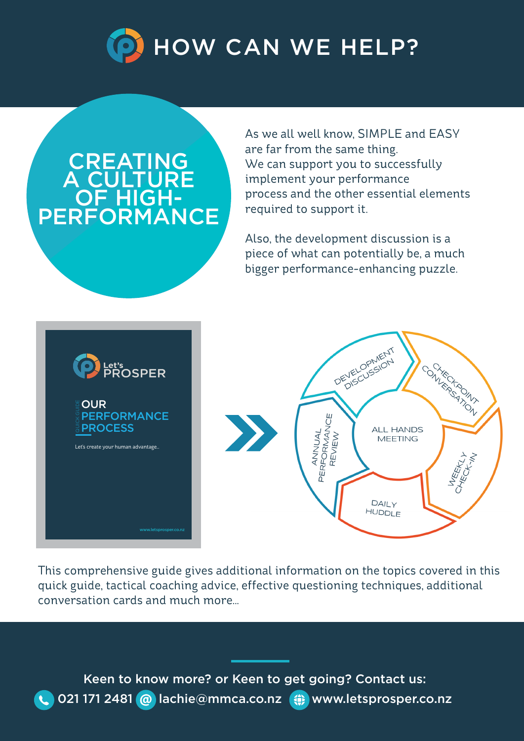# HOW CAN WE HELP?

## CREATING A CULTURE OF HIGH-PERFORMANCE

As we all well know, SIMPLE and EASY are far from the same thing. We can support you to successfully implement your performance process and the other essential elements required to support it.

Also, the development discussion is a piece of what can potentially be, a much bigger performance-enhancing puzzle.

Let's PROSPER

QUICK GUIDE

OUR PERFORMANCE PROCESS

Let's create your human advantage..

www.letsprosper.co.nz

DEVELOPMENT DISCUSSION

CHECKPOINT CONVERSATION

WEEKLY CHECK-IN

DAILY HUDDLE

ANNUAL PERFORMANCE REVIEW

ALL HANDS MEETING

This comprehensive guide gives additional information on the topics covered in this quick guide, tactical coaching advice, effective questioning techniques, additional conversation cards and much more...

**Keen to know more? or Keen to get going? Contact us:**

021 171 2481 lachie@mmca.co.nz www.letsprosper.co.nz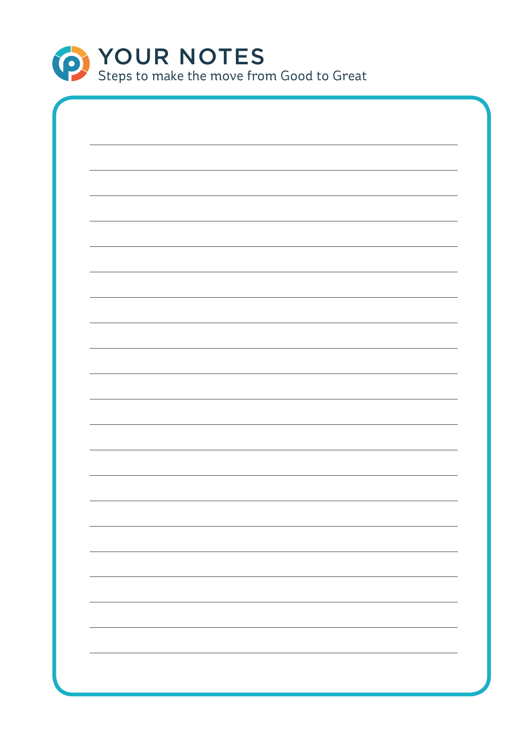# YOUR NOTES

Steps to make the move from Good to Great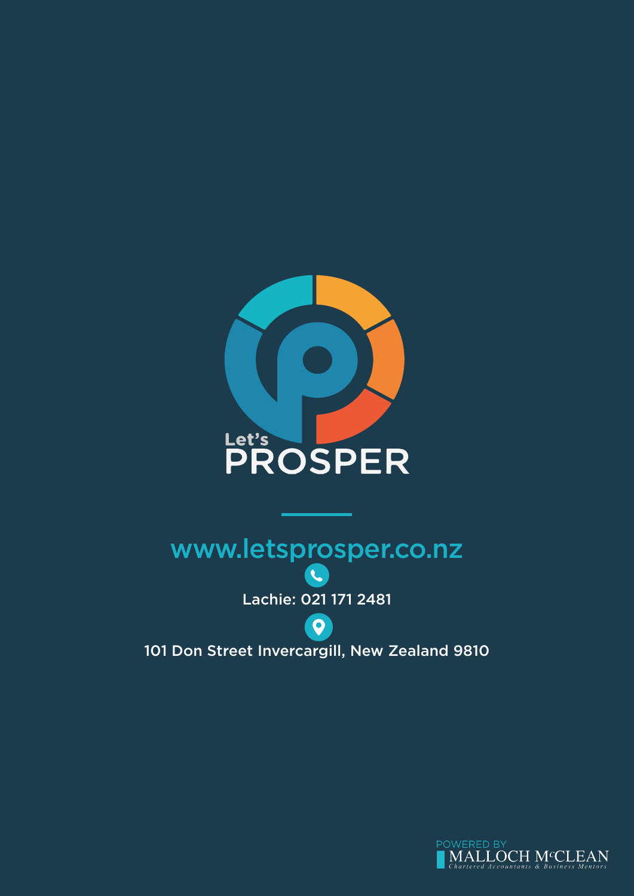Let's
PROSPER

www.letsprosper.co.nz

Lachie: 021 171 2481

101 Don Street Invercargill, New Zealand 9810

POWERED BY
MALLOCH McCLEAN
Chartered Accountants & Business Mentors